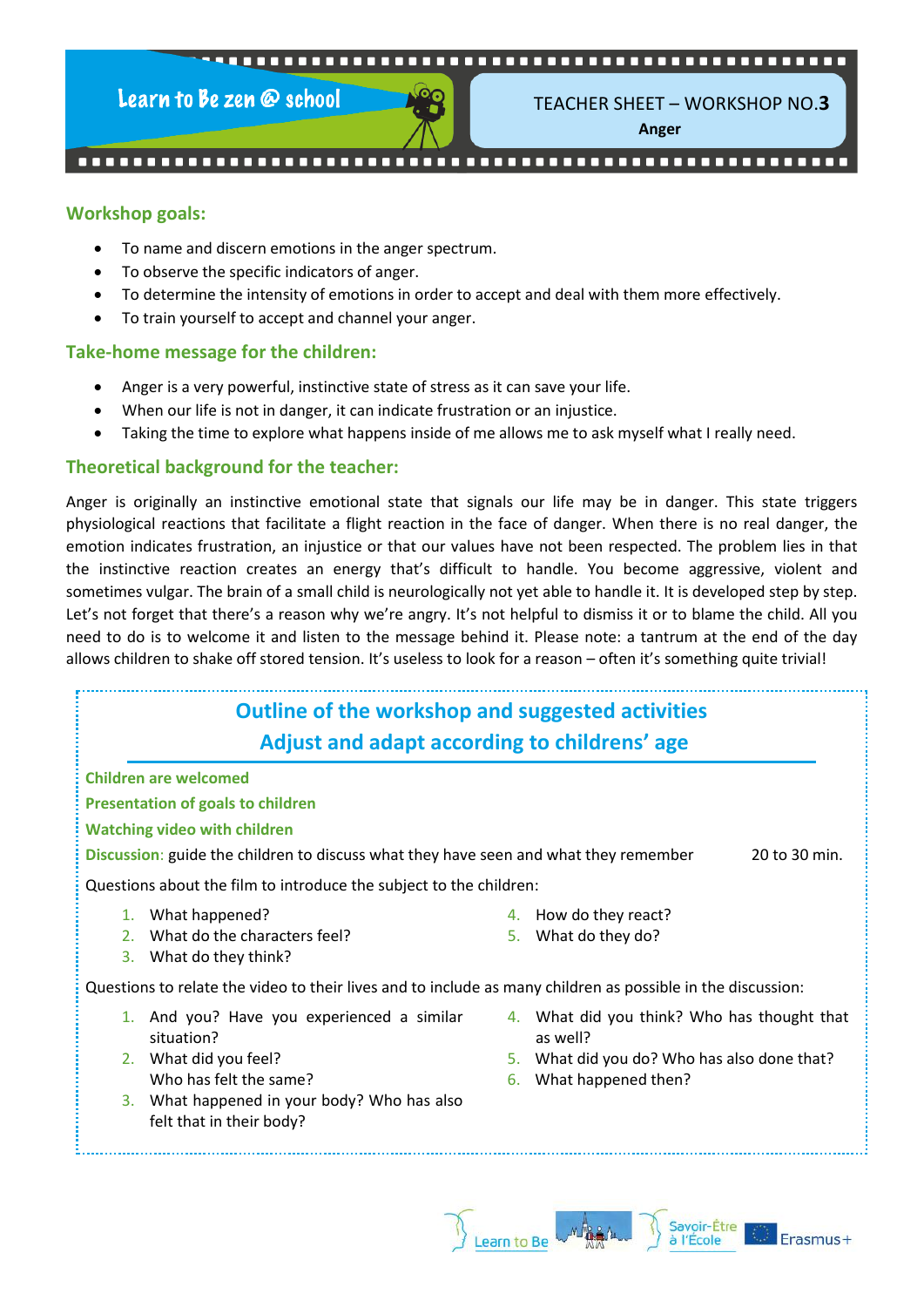Learn to Be zen @ school

TEACHER SHEET – WORKSHOP NO.**3**

**Anger**

## Workshop goals:

- To name and discern emotions in the anger spectrum.
- To observe the specific indicators of anger.
- To determine the intensity of emotions in order to accept and deal with them more effectively.
- To train yourself to accept and channel your anger.

## Take-home message for the children:

- Anger is a very powerful, instinctive state of stress as it can save your life.
- When our life is not in danger, it can indicate frustration or an injustice.
- Taking the time to explore what happens inside of me allows me to ask myself what I really need.

## Theoretical background for the teacher:

Anger is originally an instinctive emotional state that signals our life may be in danger. This state triggers physiological reactions that facilitate a flight reaction in the face of danger. When there is no real danger, the emotion indicates frustration, an injustice or that our values have not been respected. The problem lies in that the instinctive reaction creates an energy that's difficult to handle. You become aggressive, violent and sometimes vulgar. The brain of a small child is neurologically not yet able to handle it. It is developed step by step. Let's not forget that there's a reason why we're angry. It's not helpful to dismiss it or to blame the child. All you need to do is to welcome it and listen to the message behind it. Please note: a tantrum at the end of the day allows children to shake off stored tension. It's useless to look for a reason – often it's something quite trivial!

## Outline of the workshop and suggested activities
## Adjust and adapt according to childrens' age

**Children are welcomed**

**Presentation of goals to children**

**Watching video with children**

**Discussion**: guide the children to discuss what they have seen and what they remember — 20 to 30 min.

Questions about the film to introduce the subject to the children:

1. What happened?
2. What do the characters feel?
3. What do they think?
4. How do they react?
5. What do they do?

Questions to relate the video to their lives and to include as many children as possible in the discussion:

1. And you? Have you experienced a similar situation?
2. What did you feel? Who has felt the same?
3. What happened in your body? Who has also felt that in their body?
4. What did you think? Who has thought that as well?
5. What did you do? Who has also done that?
6. What happened then?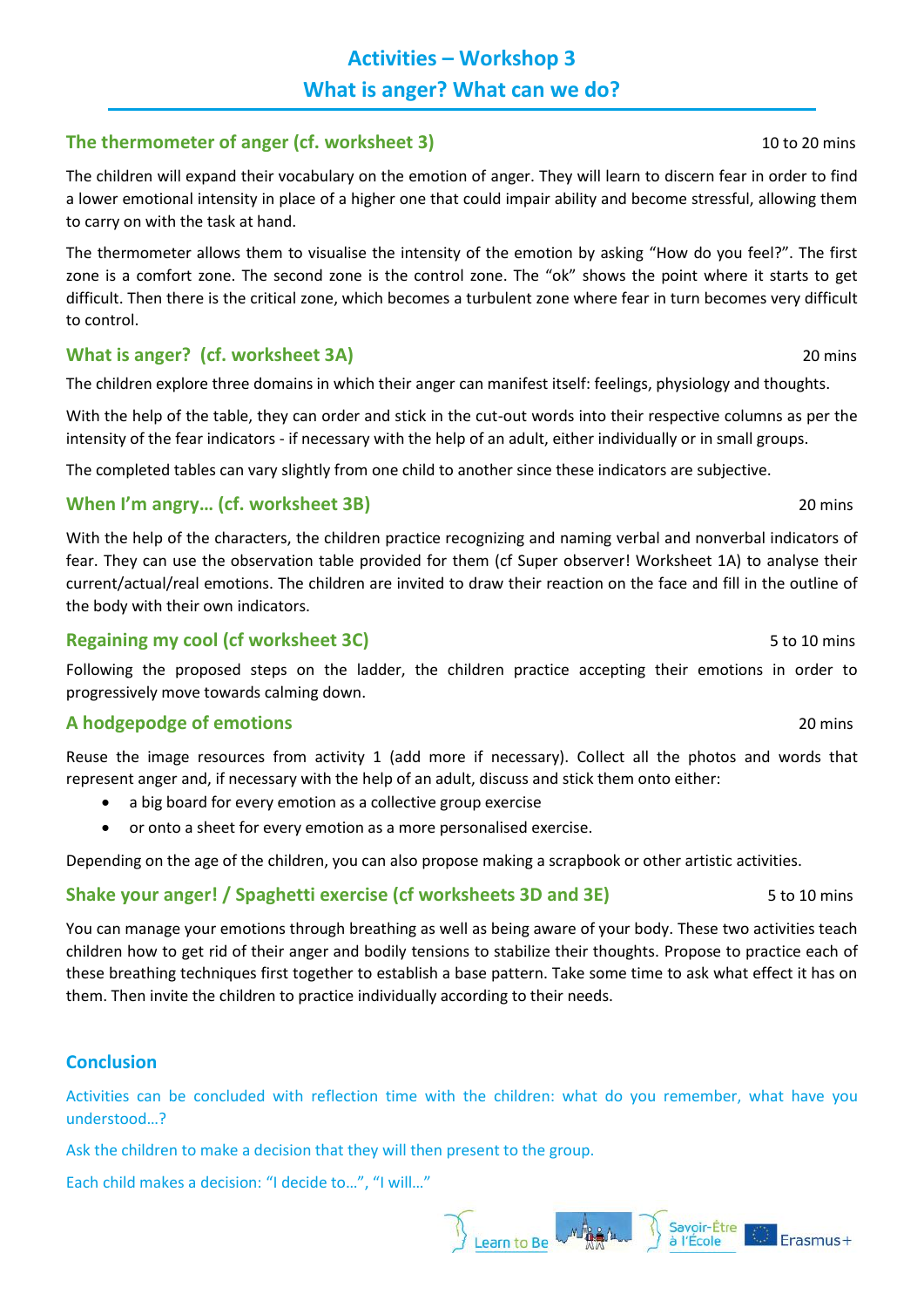# Activities – Workshop 3
# What is anger? What can we do?

## The thermometer of anger (cf. worksheet 3)

10 to 20 mins

The children will expand their vocabulary on the emotion of anger. They will learn to discern fear in order to find a lower emotional intensity in place of a higher one that could impair ability and become stressful, allowing them to carry on with the task at hand.

The thermometer allows them to visualise the intensity of the emotion by asking "How do you feel?". The first zone is a comfort zone. The second zone is the control zone. The "ok" shows the point where it starts to get difficult. Then there is the critical zone, which becomes a turbulent zone where fear in turn becomes very difficult to control.

## What is anger? (cf. worksheet 3A)

20 mins

The children explore three domains in which their anger can manifest itself: feelings, physiology and thoughts.

With the help of the table, they can order and stick in the cut-out words into their respective columns as per the intensity of the fear indicators - if necessary with the help of an adult, either individually or in small groups.

The completed tables can vary slightly from one child to another since these indicators are subjective.

## When I'm angry… (cf. worksheet 3B)

20 mins

With the help of the characters, the children practice recognizing and naming verbal and nonverbal indicators of fear. They can use the observation table provided for them (cf Super observer! Worksheet 1A) to analyse their current/actual/real emotions. The children are invited to draw their reaction on the face and fill in the outline of the body with their own indicators.

## Regaining my cool (cf worksheet 3C)

5 to 10 mins

Following the proposed steps on the ladder, the children practice accepting their emotions in order to progressively move towards calming down.

## A hodgepodge of emotions

20 mins

Reuse the image resources from activity 1 (add more if necessary). Collect all the photos and words that represent anger and, if necessary with the help of an adult, discuss and stick them onto either:

- a big board for every emotion as a collective group exercise
- or onto a sheet for every emotion as a more personalised exercise.

Depending on the age of the children, you can also propose making a scrapbook or other artistic activities.

## Shake your anger! / Spaghetti exercise (cf worksheets 3D and 3E)

5 to 10 mins

You can manage your emotions through breathing as well as being aware of your body. These two activities teach children how to get rid of their anger and bodily tensions to stabilize their thoughts. Propose to practice each of these breathing techniques first together to establish a base pattern. Take some time to ask what effect it has on them. Then invite the children to practice individually according to their needs.

## Conclusion

Activities can be concluded with reflection time with the children: what do you remember, what have you understood…?

Ask the children to make a decision that they will then present to the group.

Each child makes a decision: "I decide to…", "I will…"

Learn to Be · Savoir-Être à l'École · Erasmus+